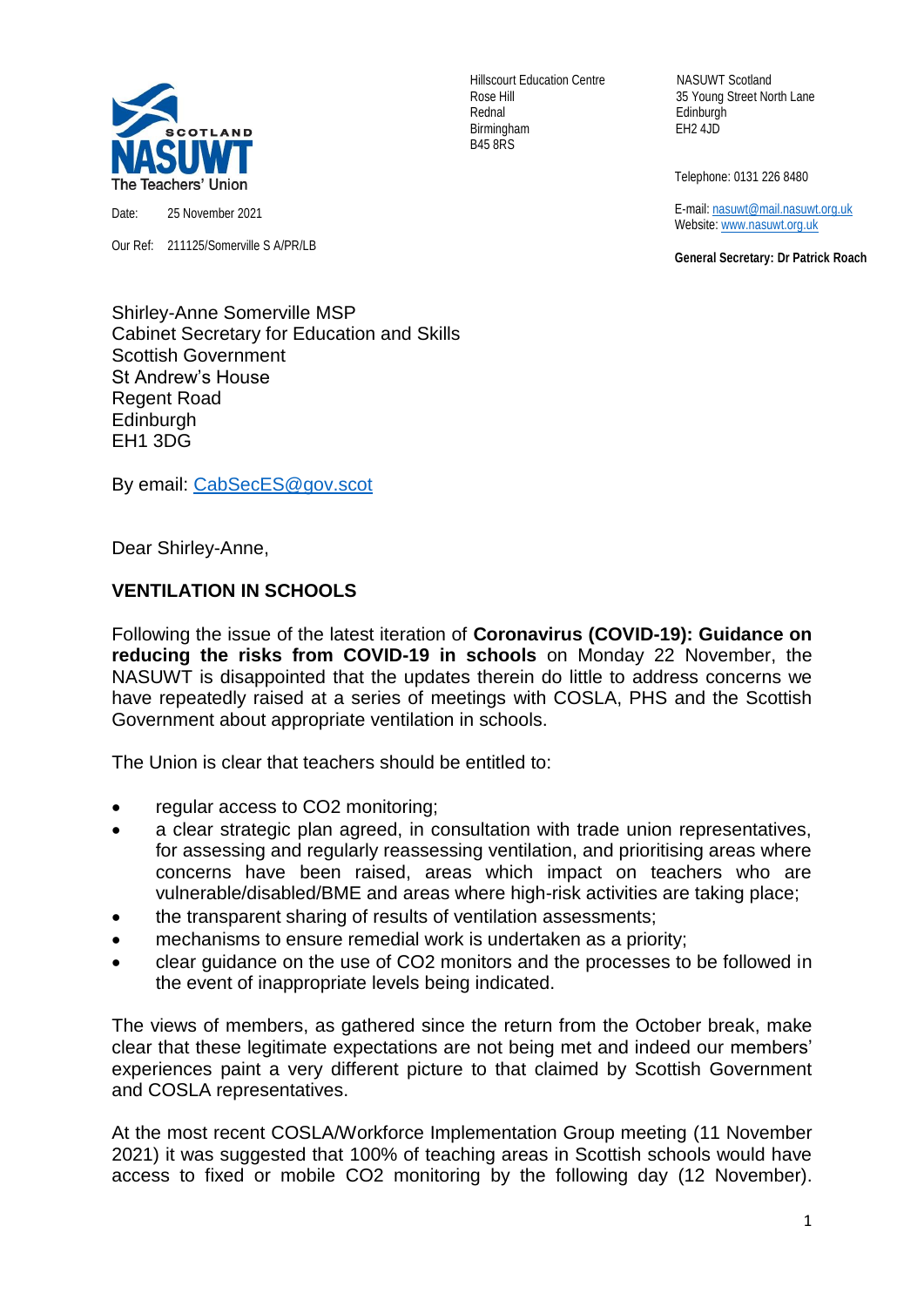Scotland NASUWT The Teachers' Union

Hillscourt Education Centre
Rose Hill
Rednal
Birmingham
B45 8RS

NASUWT Scotland
35 Young Street North Lane
Edinburgh
EH2 4JD

Telephone: 0131 226 8480

E-mail: nasuwt@mail.nasuwt.org.uk
Website: www.nasuwt.org.uk

**General Secretary: Dr Patrick Roach**

Date: 25 November 2021

Our Ref: 211125/Somerville S A/PR/LB

Shirley-Anne Somerville MSP
Cabinet Secretary for Education and Skills
Scottish Government
St Andrew's House
Regent Road
Edinburgh
EH1 3DG

By email: CabSecES@gov.scot

Dear Shirley-Anne,

**VENTILATION IN SCHOOLS**

Following the issue of the latest iteration of **Coronavirus (COVID-19): Guidance on reducing the risks from COVID-19 in schools** on Monday 22 November, the NASUWT is disappointed that the updates therein do little to address concerns we have repeatedly raised at a series of meetings with COSLA, PHS and the Scottish Government about appropriate ventilation in schools.

The Union is clear that teachers should be entitled to:

- regular access to $CO_2$ monitoring;
- a clear strategic plan agreed, in consultation with trade union representatives, for assessing and regularly reassessing ventilation, and prioritising areas where concerns have been raised, areas which impact on teachers who are vulnerable/disabled/BME and areas where high-risk activities are taking place;
- the transparent sharing of results of ventilation assessments;
- mechanisms to ensure remedial work is undertaken as a priority;
- clear guidance on the use of $CO_2$ monitors and the processes to be followed in the event of inappropriate levels being indicated.

The views of members, as gathered since the return from the October break, make clear that these legitimate expectations are not being met and indeed our members' experiences paint a very different picture to that claimed by Scottish Government and COSLA representatives.

At the most recent COSLA/Workforce Implementation Group meeting (11 November 2021) it was suggested that 100% of teaching areas in Scottish schools would have access to fixed or mobile $CO_2$ monitoring by the following day (12 November).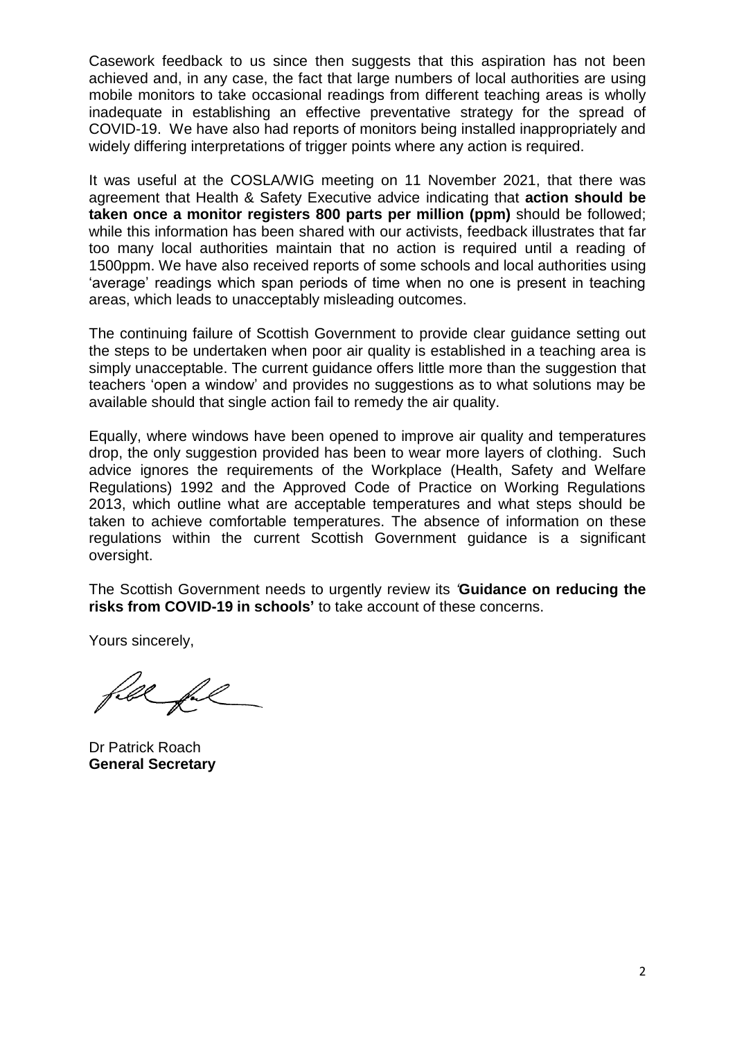Casework feedback to us since then suggests that this aspiration has not been achieved and, in any case, the fact that large numbers of local authorities are using mobile monitors to take occasional readings from different teaching areas is wholly inadequate in establishing an effective preventative strategy for the spread of COVID-19. We have also had reports of monitors being installed inappropriately and widely differing interpretations of trigger points where any action is required.

It was useful at the COSLA/WIG meeting on 11 November 2021, that there was agreement that Health & Safety Executive advice indicating that **action should be taken once a monitor registers 800 parts per million (ppm)** should be followed; while this information has been shared with our activists, feedback illustrates that far too many local authorities maintain that no action is required until a reading of 1500ppm. We have also received reports of some schools and local authorities using 'average' readings which span periods of time when no one is present in teaching areas, which leads to unacceptably misleading outcomes.

The continuing failure of Scottish Government to provide clear guidance setting out the steps to be undertaken when poor air quality is established in a teaching area is simply unacceptable. The current guidance offers little more than the suggestion that teachers 'open a window' and provides no suggestions as to what solutions may be available should that single action fail to remedy the air quality.

Equally, where windows have been opened to improve air quality and temperatures drop, the only suggestion provided has been to wear more layers of clothing. Such advice ignores the requirements of the Workplace (Health, Safety and Welfare Regulations) 1992 and the Approved Code of Practice on Working Regulations 2013, which outline what are acceptable temperatures and what steps should be taken to achieve comfortable temperatures. The absence of information on these regulations within the current Scottish Government guidance is a significant oversight.

The Scottish Government needs to urgently review its '**Guidance on reducing the risks from COVID-19 in schools'** to take account of these concerns.

Yours sincerely,

Dr Patrick Roach
**General Secretary**